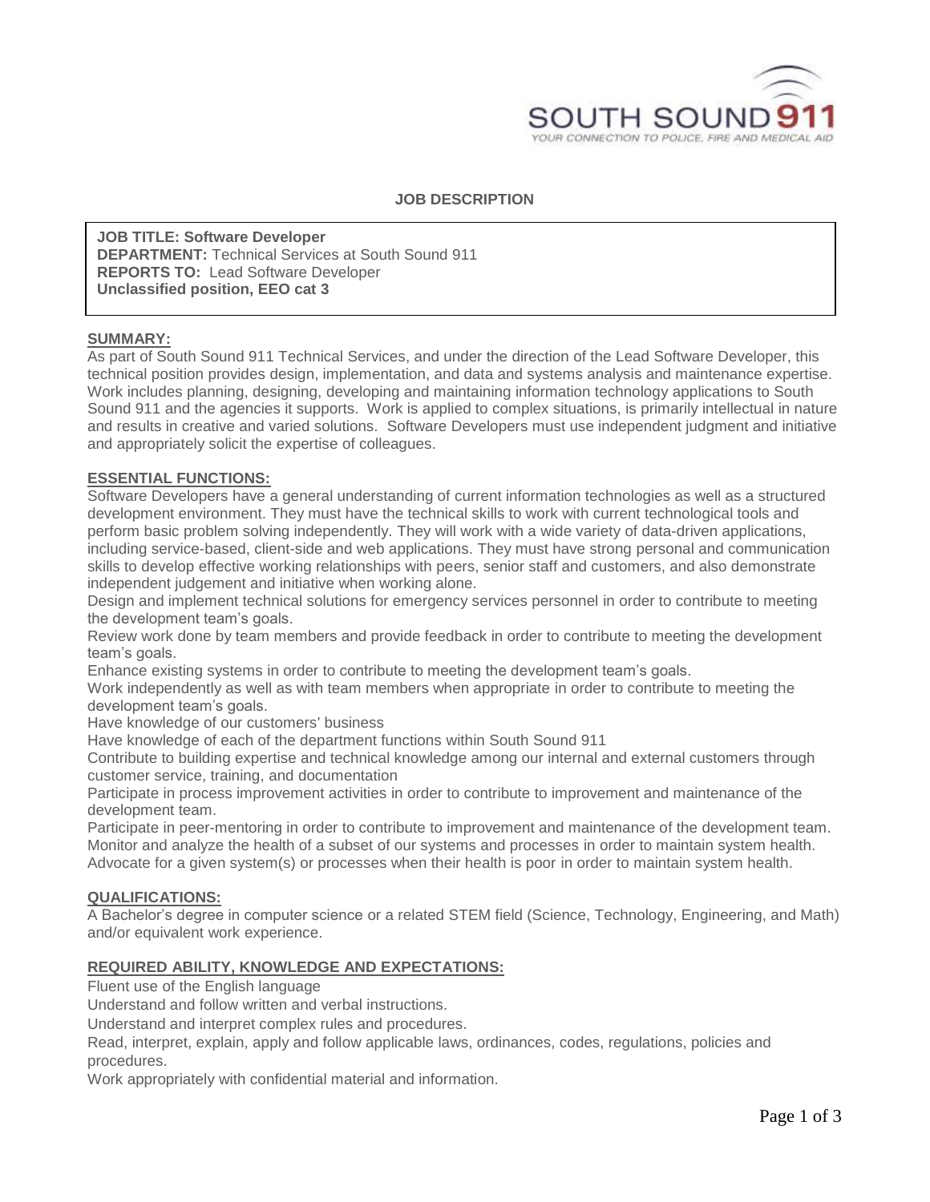SOUTH SOUND 911

YOUR CONNECTION TO POLICE, FIRE AND MEDICAL AID

# JOB DESCRIPTION

**JOB TITLE: Software Developer**
**DEPARTMENT:** Technical Services at South Sound 911
**REPORTS TO:** Lead Software Developer
**Unclassified position, EEO cat 3**

## SUMMARY:

As part of South Sound 911 Technical Services, and under the direction of the Lead Software Developer, this technical position provides design, implementation, and data and systems analysis and maintenance expertise. Work includes planning, designing, developing and maintaining information technology applications to South Sound 911 and the agencies it supports. Work is applied to complex situations, is primarily intellectual in nature and results in creative and varied solutions. Software Developers must use independent judgment and initiative and appropriately solicit the expertise of colleagues.

## ESSENTIAL FUNCTIONS:

Software Developers have a general understanding of current information technologies as well as a structured development environment. They must have the technical skills to work with current technological tools and perform basic problem solving independently. They will work with a wide variety of data-driven applications, including service-based, client-side and web applications. They must have strong personal and communication skills to develop effective working relationships with peers, senior staff and customers, and also demonstrate independent judgement and initiative when working alone.

Design and implement technical solutions for emergency services personnel in order to contribute to meeting the development team's goals.

Review work done by team members and provide feedback in order to contribute to meeting the development team's goals.

Enhance existing systems in order to contribute to meeting the development team's goals.

Work independently as well as with team members when appropriate in order to contribute to meeting the development team's goals.

Have knowledge of our customers' business

Have knowledge of each of the department functions within South Sound 911

Contribute to building expertise and technical knowledge among our internal and external customers through customer service, training, and documentation

Participate in process improvement activities in order to contribute to improvement and maintenance of the development team.

Participate in peer-mentoring in order to contribute to improvement and maintenance of the development team.

Monitor and analyze the health of a subset of our systems and processes in order to maintain system health.

Advocate for a given system(s) or processes when their health is poor in order to maintain system health.

## QUALIFICATIONS:

A Bachelor's degree in computer science or a related STEM field (Science, Technology, Engineering, and Math) and/or equivalent work experience.

## REQUIRED ABILITY, KNOWLEDGE AND EXPECTATIONS:

Fluent use of the English language

Understand and follow written and verbal instructions.

Understand and interpret complex rules and procedures.

Read, interpret, explain, apply and follow applicable laws, ordinances, codes, regulations, policies and procedures.

Work appropriately with confidential material and information.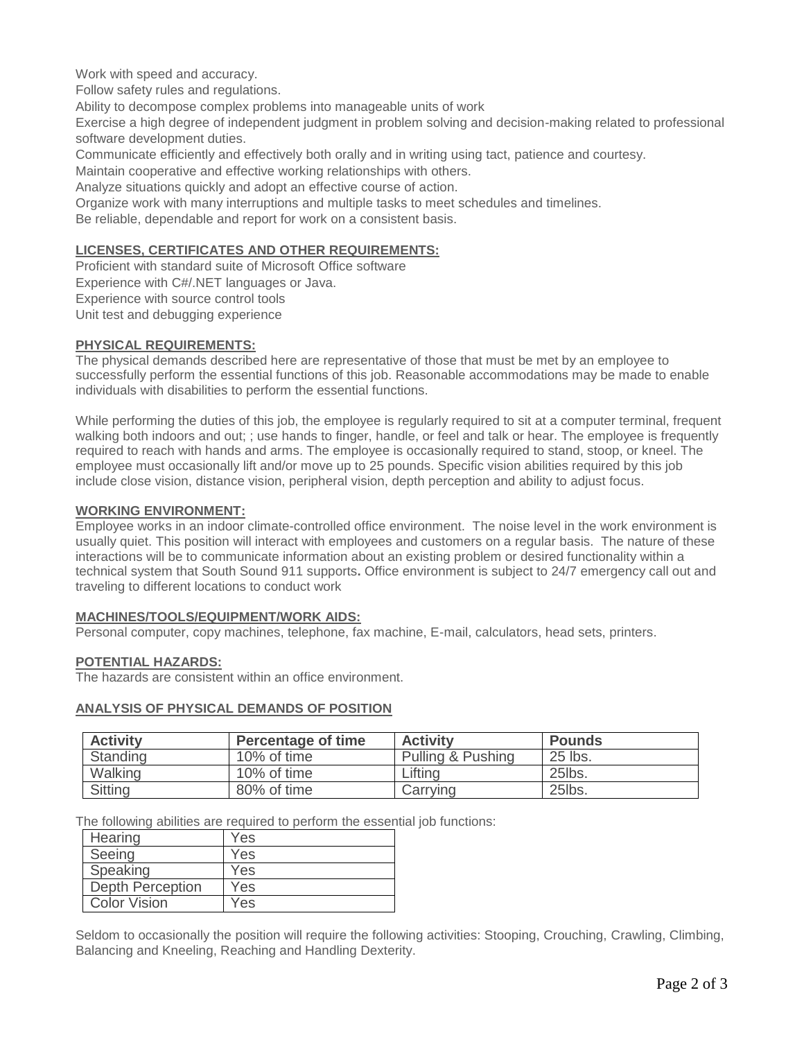Work with speed and accuracy.
Follow safety rules and regulations.
Ability to decompose complex problems into manageable units of work
Exercise a high degree of independent judgment in problem solving and decision-making related to professional software development duties.
Communicate efficiently and effectively both orally and in writing using tact, patience and courtesy.
Maintain cooperative and effective working relationships with others.
Analyze situations quickly and adopt an effective course of action.
Organize work with many interruptions and multiple tasks to meet schedules and timelines.
Be reliable, dependable and report for work on a consistent basis.

## LICENSES, CERTIFICATES AND OTHER REQUIREMENTS:

Proficient with standard suite of Microsoft Office software
Experience with C#/.NET languages or Java.
Experience with source control tools
Unit test and debugging experience

## PHYSICAL REQUIREMENTS:

The physical demands described here are representative of those that must be met by an employee to successfully perform the essential functions of this job. Reasonable accommodations may be made to enable individuals with disabilities to perform the essential functions.

While performing the duties of this job, the employee is regularly required to sit at a computer terminal, frequent walking both indoors and out; ; use hands to finger, handle, or feel and talk or hear. The employee is frequently required to reach with hands and arms. The employee is occasionally required to stand, stoop, or kneel. The employee must occasionally lift and/or move up to 25 pounds. Specific vision abilities required by this job include close vision, distance vision, peripheral vision, depth perception and ability to adjust focus.

## WORKING ENVIRONMENT:

Employee works in an indoor climate-controlled office environment. The noise level in the work environment is usually quiet. This position will interact with employees and customers on a regular basis. The nature of these interactions will be to communicate information about an existing problem or desired functionality within a technical system that South Sound 911 supports**.** Office environment is subject to 24/7 emergency call out and traveling to different locations to conduct work

## MACHINES/TOOLS/EQUIPMENT/WORK AIDS:

Personal computer, copy machines, telephone, fax machine, E-mail, calculators, head sets, printers.

## POTENTIAL HAZARDS:

The hazards are consistent within an office environment.

## ANALYSIS OF PHYSICAL DEMANDS OF POSITION

| Activity | Percentage of time | Activity | Pounds |
|---|---|---|---|
| Standing | 10% of time | Pulling & Pushing | 25 lbs. |
| Walking | 10% of time | Lifting | 25lbs. |
| Sitting | 80% of time | Carrying | 25lbs. |

The following abilities are required to perform the essential job functions:

| Ability | Required |
|---|---|
| Hearing | Yes |
| Seeing | Yes |
| Speaking | Yes |
| Depth Perception | Yes |
| Color Vision | Yes |

Seldom to occasionally the position will require the following activities: Stooping, Crouching, Crawling, Climbing, Balancing and Kneeling, Reaching and Handling Dexterity.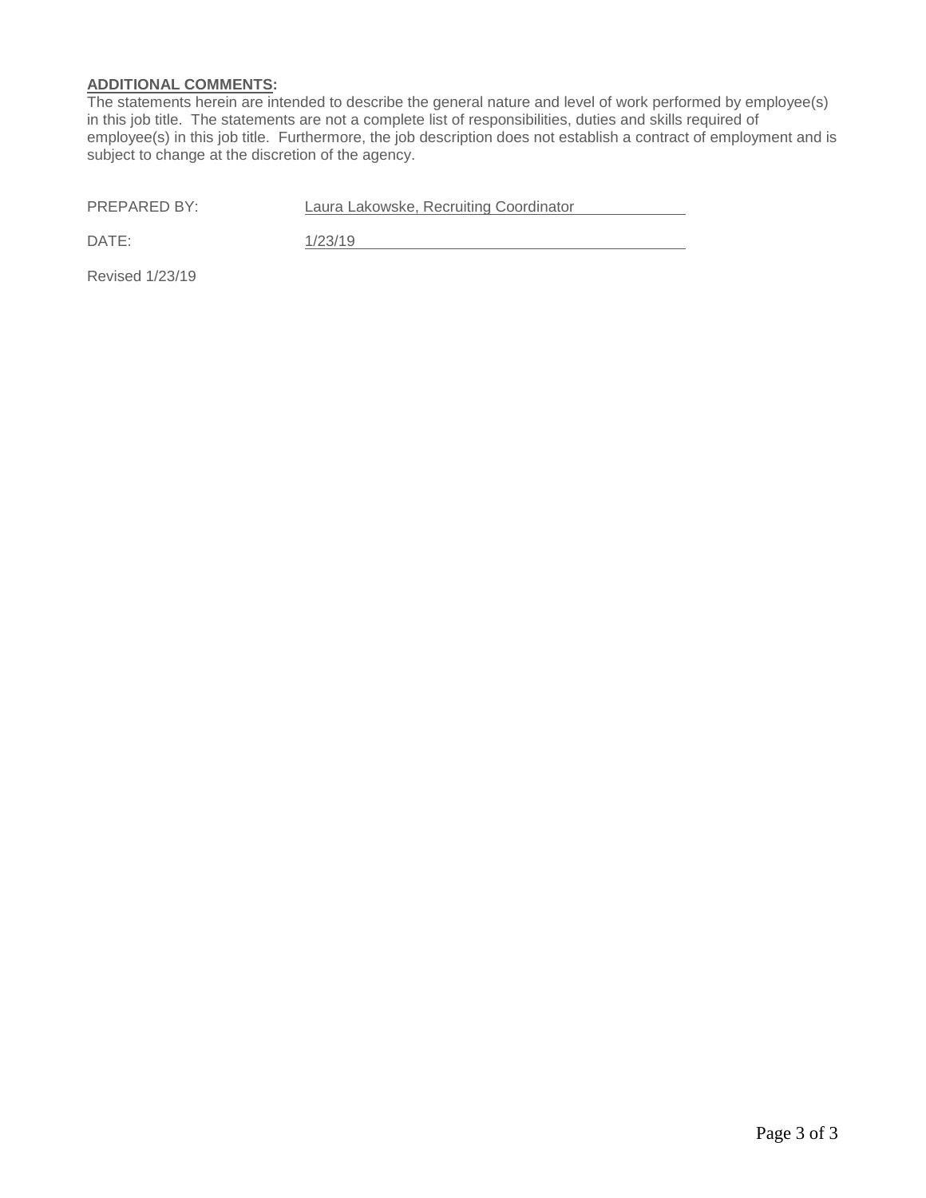**ADDITIONAL COMMENTS:**

The statements herein are intended to describe the general nature and level of work performed by employee(s) in this job title. The statements are not a complete list of responsibilities, duties and skills required of employee(s) in this job title. Furthermore, the job description does not establish a contract of employment and is subject to change at the discretion of the agency.

PREPARED BY: Laura Lakowske, Recruiting Coordinator

DATE: 1/23/19

Revised 1/23/19